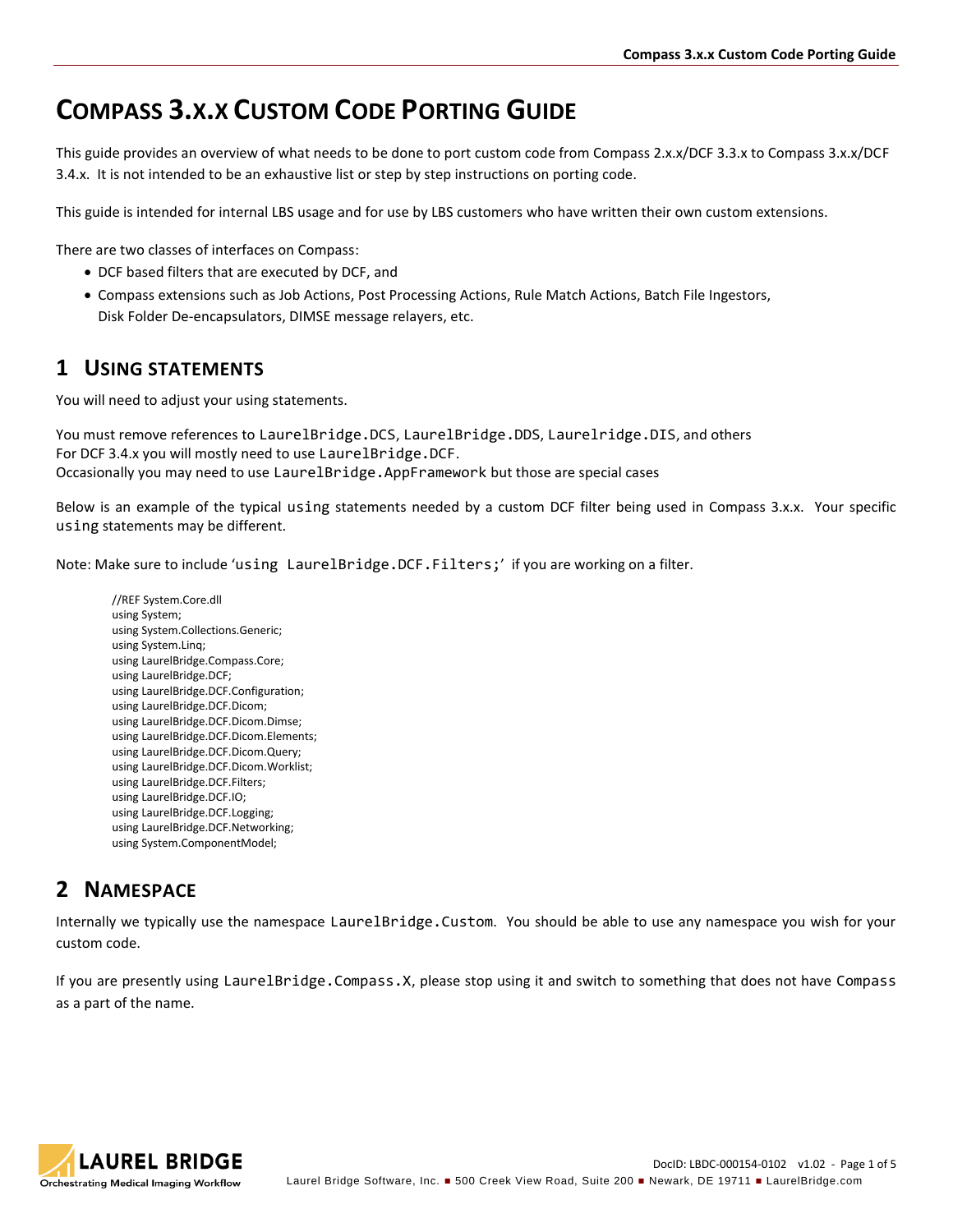# COMPASS 3.X.X CUSTOM CODE PORTING GUIDE

This guide provides an overview of what needs to be done to port custom code from Compass 2.x.x/DCF 3.3.x to Compass 3.x.x/DCF 3.4.x. It is not intended to be an exhaustive list or step by step instructions on porting code.

This guide is intended for internal LBS usage and for use by LBS customers who have written their own custom extensions.

There are two classes of interfaces on Compass:

- DCF based filters that are executed by DCF, and
- Compass extensions such as Job Actions, Post Processing Actions, Rule Match Actions, Batch File Ingestors, Disk Folder De-encapsulators, DIMSE message relayers, etc.

## 1 USING STATEMENTS

You will need to adjust your using statements.

You must remove references to `LaurelBridge.DCS`, `LaurelBridge.DDS`, `Laurelridge.DIS`, and others
For DCF 3.4.x you will mostly need to use `LaurelBridge.DCF`.
Occasionally you may need to use `LaurelBridge.AppFramework` but those are special cases

Below is an example of the typical `using` statements needed by a custom DCF filter being used in Compass 3.x.x. Your specific `using` statements may be different.

Note: Make sure to include '`using LaurelBridge.DCF.Filters;`' if you are working on a filter.

```
//REF System.Core.dll
using System;
using System.Collections.Generic;
using System.Linq;
using LaurelBridge.Compass.Core;
using LaurelBridge.DCF;
using LaurelBridge.DCF.Configuration;
using LaurelBridge.DCF.Dicom;
using LaurelBridge.DCF.Dicom.Dimse;
using LaurelBridge.DCF.Dicom.Elements;
using LaurelBridge.DCF.Dicom.Query;
using LaurelBridge.DCF.Dicom.Worklist;
using LaurelBridge.DCF.Filters;
using LaurelBridge.DCF.IO;
using LaurelBridge.DCF.Logging;
using LaurelBridge.DCF.Networking;
using System.ComponentModel;
```

## 2 NAMESPACE

Internally we typically use the namespace `LaurelBridge.Custom`. You should be able to use any namespace you wish for your custom code.

If you are presently using `LaurelBridge.Compass.X`, please stop using it and switch to something that does not have `Compass` as a part of the name.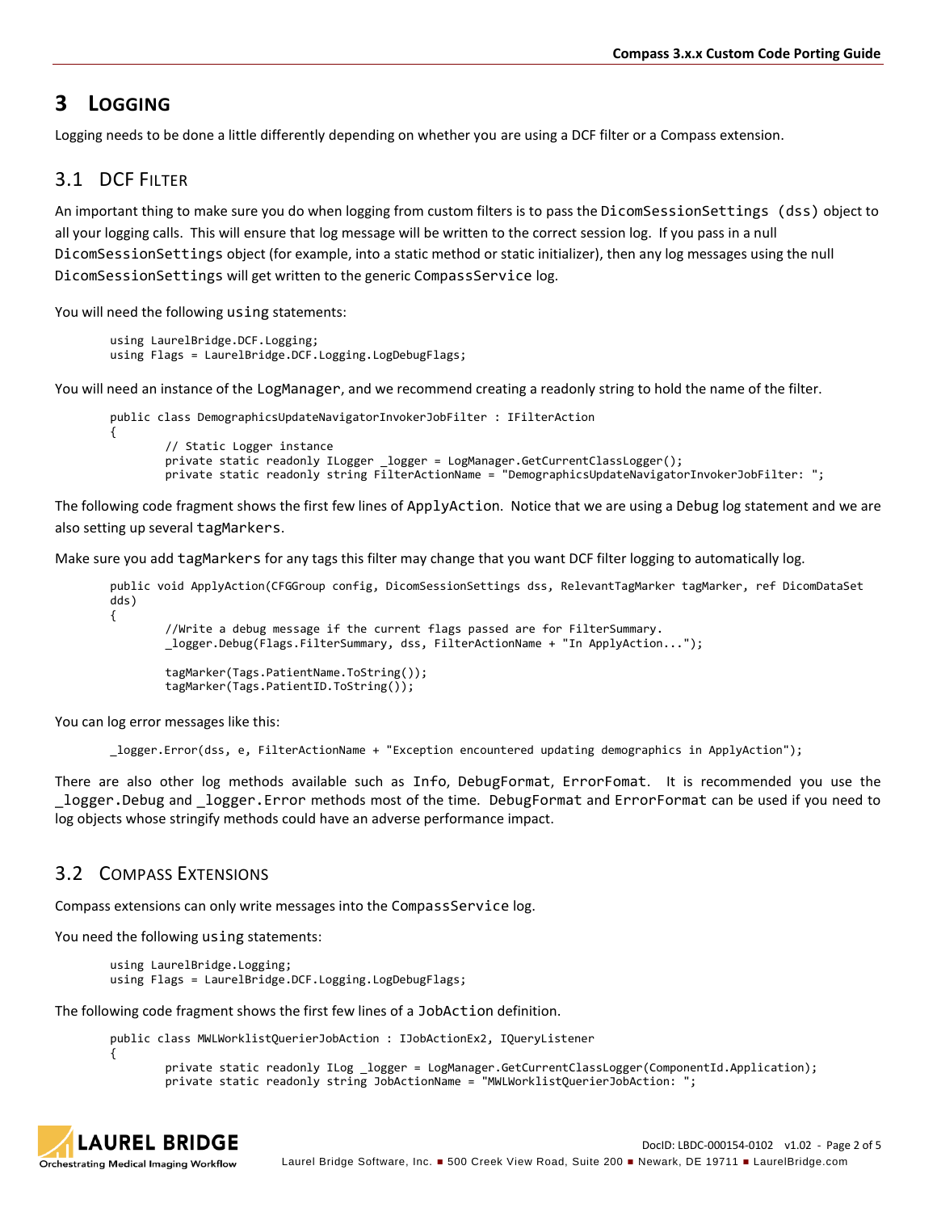# 3 Logging

Logging needs to be done a little differently depending on whether you are using a DCF filter or a Compass extension.

## 3.1 DCF Filter

An important thing to make sure you do when logging from custom filters is to pass the `DicomSessionSettings (dss)` object to all your logging calls. This will ensure that log message will be written to the correct session log. If you pass in a null `DicomSessionSettings` object (for example, into a static method or static initializer), then any log messages using the null `DicomSessionSettings` will get written to the generic `CompassService` log.

You will need the following `using` statements:

```
using LaurelBridge.DCF.Logging;
using Flags = LaurelBridge.DCF.Logging.LogDebugFlags;
```

You will need an instance of the `LogManager`, and we recommend creating a readonly string to hold the name of the filter.

```
public class DemographicsUpdateNavigatorInvokerJobFilter : IFilterAction
{
        // Static Logger instance
        private static readonly ILogger _logger = LogManager.GetCurrentClassLogger();
        private static readonly string FilterActionName = "DemographicsUpdateNavigatorInvokerJobFilter: ";
```

The following code fragment shows the first few lines of `ApplyAction`. Notice that we are using a `Debug` log statement and we are also setting up several `tagMarkers`.

Make sure you add `tagMarkers` for any tags this filter may change that you want DCF filter logging to automatically log.

```
public void ApplyAction(CFGGroup config, DicomSessionSettings dss, RelevantTagMarker tagMarker, ref DicomDataSet
dds)
{
        //Write a debug message if the current flags passed are for FilterSummary.
        _logger.Debug(Flags.FilterSummary, dss, FilterActionName + "In ApplyAction...");

        tagMarker(Tags.PatientName.ToString());
        tagMarker(Tags.PatientID.ToString());
```

You can log error messages like this:

```
_logger.Error(dss, e, FilterActionName + "Exception encountered updating demographics in ApplyAction");
```

There are also other log methods available such as `Info`, `DebugFormat`, `ErrorFomat`. It is recommended you use the `_logger.Debug` and `_logger.Error` methods most of the time. `DebugFormat` and `ErrorFormat` can be used if you need to log objects whose stringify methods could have an adverse performance impact.

## 3.2 Compass Extensions

Compass extensions can only write messages into the `CompassService` log.

You need the following `using` statements:

```
using LaurelBridge.Logging;
using Flags = LaurelBridge.DCF.Logging.LogDebugFlags;
```

The following code fragment shows the first few lines of a `JobAction` definition.

```
public class MWLWorklistQuerierJobAction : IJobActionEx2, IQueryListener
{
        private static readonly ILog _logger = LogManager.GetCurrentClassLogger(ComponentId.Application);
        private static readonly string JobActionName = "MWLWorklistQuerierJobAction: ";
```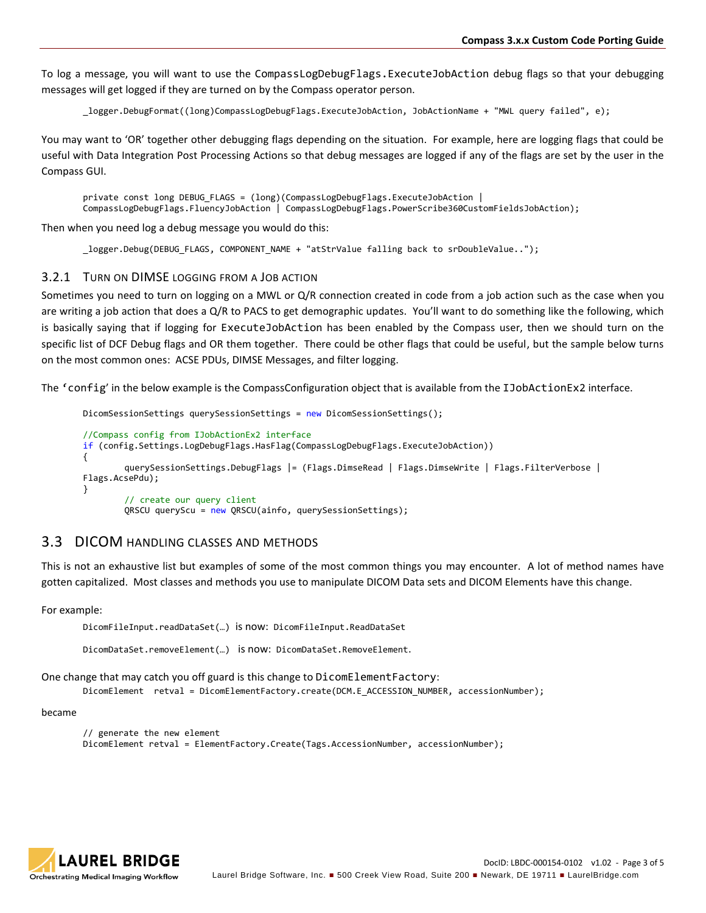To log a message, you will want to use the `CompassLogDebugFlags.ExecuteJobAction` debug flags so that your debugging messages will get logged if they are turned on by the Compass operator person.

```
_logger.DebugFormat((long)CompassLogDebugFlags.ExecuteJobAction, JobActionName + "MWL query failed", e);
```

You may want to 'OR' together other debugging flags depending on the situation. For example, here are logging flags that could be useful with Data Integration Post Processing Actions so that debug messages are logged if any of the flags are set by the user in the Compass GUI.

```
private const long DEBUG_FLAGS = (long)(CompassLogDebugFlags.ExecuteJobAction |
CompassLogDebugFlags.FluencyJobAction | CompassLogDebugFlags.PowerScribe360CustomFieldsJobAction);
```

Then when you need log a debug message you would do this:

```
_logger.Debug(DEBUG_FLAGS, COMPONENT_NAME + "atStrValue falling back to srDoubleValue..");
```

### 3.2.1 Turn on DIMSE logging from a Job Action

Sometimes you need to turn on logging on a MWL or Q/R connection created in code from a job action such as the case when you are writing a job action that does a Q/R to PACS to get demographic updates. You'll want to do something like the following, which is basically saying that if logging for `ExecuteJobAction` has been enabled by the Compass user, then we should turn on the specific list of DCF Debug flags and OR them together. There could be other flags that could be useful, but the sample below turns on the most common ones: ACSE PDUs, DIMSE Messages, and filter logging.

The '`config`' in the below example is the CompassConfiguration object that is available from the `IJobActionEx2` interface.

```
DicomSessionSettings querySessionSettings = new DicomSessionSettings();

//Compass config from IJobActionEx2 interface
if (config.Settings.LogDebugFlags.HasFlag(CompassLogDebugFlags.ExecuteJobAction))
{
        querySessionSettings.DebugFlags |= (Flags.DimseRead | Flags.DimseWrite | Flags.FilterVerbose |
Flags.AcsePdu);
}
        // create our query client
        QRSCU queryScu = new QRSCU(ainfo, querySessionSettings);
```

## 3.3 DICOM Handling Classes and Methods

This is not an exhaustive list but examples of some of the most common things you may encounter. A lot of method names have gotten capitalized. Most classes and methods you use to manipulate DICOM Data sets and DICOM Elements have this change.

For example:

`DicomFileInput.readDataSet(…)` is now: `DicomFileInput.ReadDataSet`

`DicomDataSet.removeElement(…)` is now: `DicomDataSet.RemoveElement.`

One change that may catch you off guard is this change to `DicomElementFactory`:

```
DicomElement  retval = DicomElementFactory.create(DCM.E_ACCESSION_NUMBER, accessionNumber);
```

became

```
// generate the new element
DicomElement retval = ElementFactory.Create(Tags.AccessionNumber, accessionNumber);
```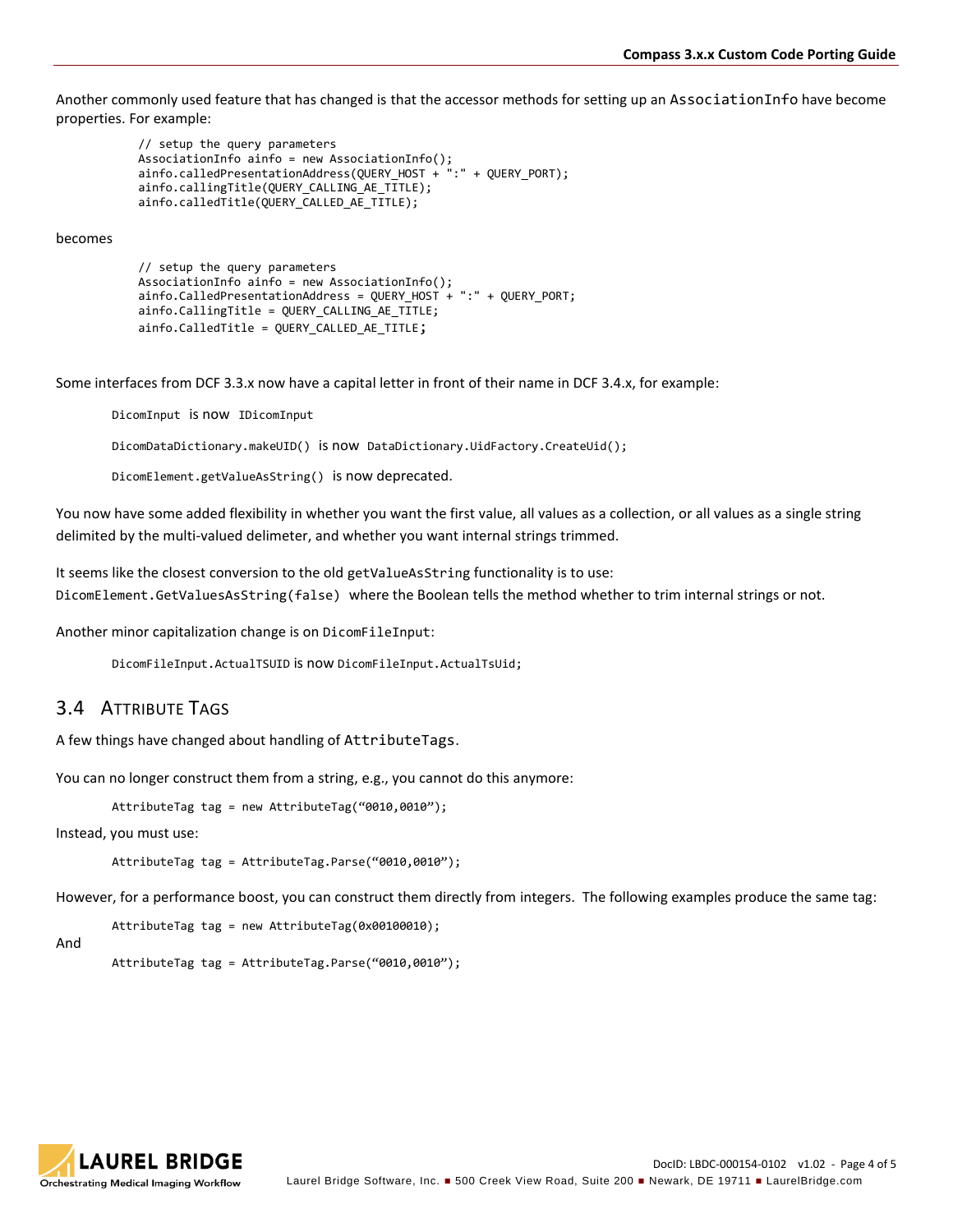Another commonly used feature that has changed is that the accessor methods for setting up an `AssociationInfo` have become properties. For example:

```
// setup the query parameters
AssociationInfo ainfo = new AssociationInfo();
ainfo.calledPresentationAddress(QUERY_HOST + ":" + QUERY_PORT);
ainfo.callingTitle(QUERY_CALLING_AE_TITLE);
ainfo.calledTitle(QUERY_CALLED_AE_TITLE);
```

becomes

```
// setup the query parameters
AssociationInfo ainfo = new AssociationInfo();
ainfo.CalledPresentationAddress = QUERY_HOST + ":" + QUERY_PORT;
ainfo.CallingTitle = QUERY_CALLING_AE_TITLE;
ainfo.CalledTitle = QUERY_CALLED_AE_TITLE;
```

Some interfaces from DCF 3.3.x now have a capital letter in front of their name in DCF 3.4.x, for example:

`DicomInput` is now `IDicomInput`

`DicomDataDictionary.makeUID()` is now `DataDictionary.UidFactory.CreateUid();`

`DicomElement.getValueAsString()` is now deprecated.

You now have some added flexibility in whether you want the first value, all values as a collection, or all values as a single string delimited by the multi-valued delimeter, and whether you want internal strings trimmed.

It seems like the closest conversion to the old `getValueAsString` functionality is to use: `DicomElement.GetValuesAsString(false)` where the Boolean tells the method whether to trim internal strings or not.

Another minor capitalization change is on `DicomFileInput`:

`DicomFileInput.ActualTSUID` is now `DicomFileInput.ActualTsUid;`

## 3.4 Attribute Tags

A few things have changed about handling of `AttributeTags`.

You can no longer construct them from a string, e.g., you cannot do this anymore:

```
AttributeTag tag = new AttributeTag("0010,0010");
```

Instead, you must use:

```
AttributeTag tag = AttributeTag.Parse("0010,0010");
```

However, for a performance boost, you can construct them directly from integers. The following examples produce the same tag:

```
AttributeTag tag = new AttributeTag(0x00100010);
```

And

```
AttributeTag tag = AttributeTag.Parse("0010,0010");
```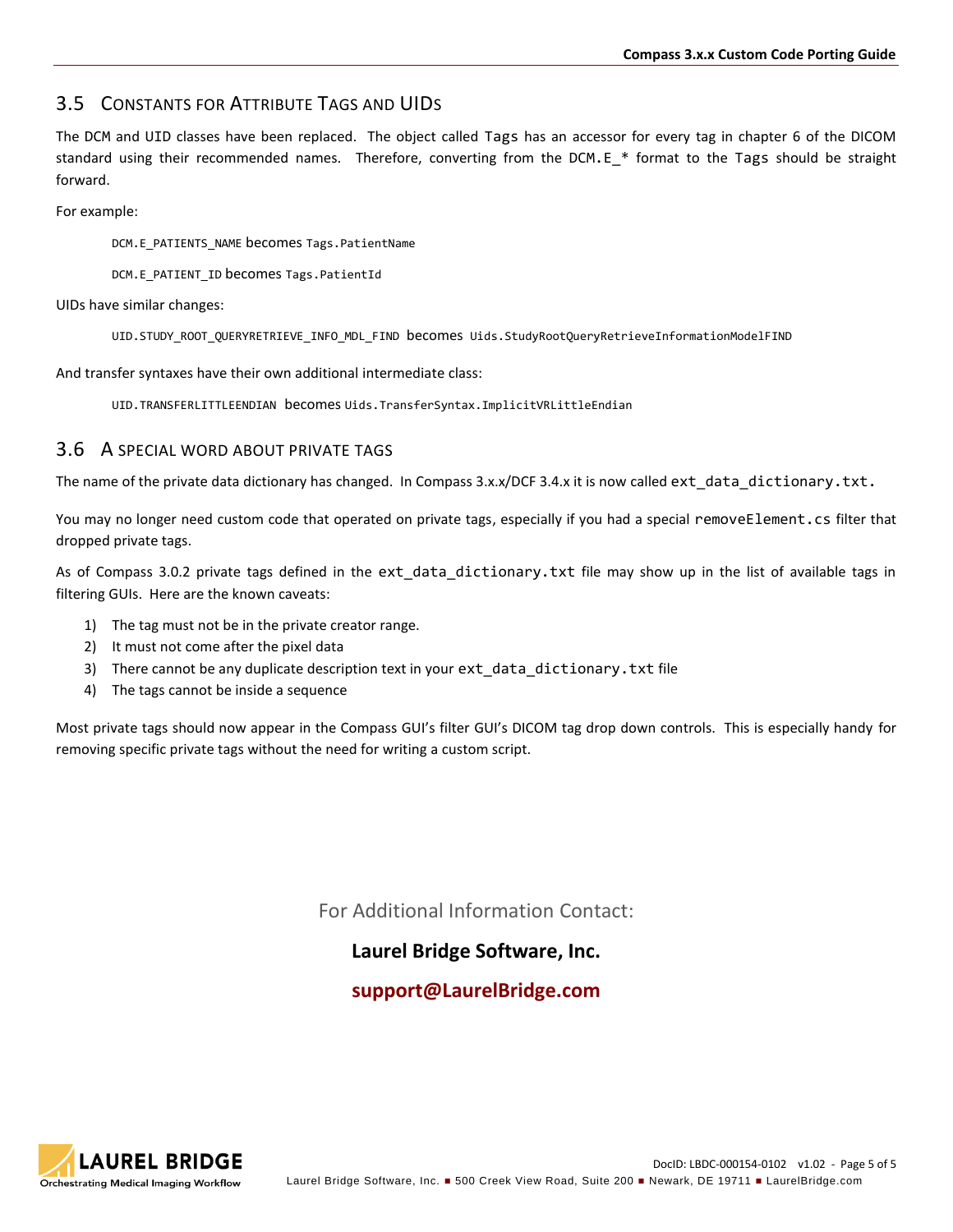## 3.5 Constants for Attribute Tags and UIDs

The DCM and UID classes have been replaced. The object called `Tags` has an accessor for every tag in chapter 6 of the DICOM standard using their recommended names. Therefore, converting from the `DCM.E_*` format to the `Tags` should be straight forward.

For example:

`DCM.E_PATIENTS_NAME` becomes `Tags.PatientName`

`DCM.E_PATIENT_ID` becomes `Tags.PatientId`

UIDs have similar changes:

`UID.STUDY_ROOT_QUERYRETRIEVE_INFO_MDL_FIND` becomes `Uids.StudyRootQueryRetrieveInformationModelFIND`

And transfer syntaxes have their own additional intermediate class:

`UID.TRANSFERLITTLEENDIAN` becomes `Uids.TransferSyntax.ImplicitVRLittleEndian`

## 3.6 A special word about private tags

The name of the private data dictionary has changed. In Compass 3.x.x/DCF 3.4.x it is now called `ext_data_dictionary.txt`.

You may no longer need custom code that operated on private tags, especially if you had a special `removeElement.cs` filter that dropped private tags.

As of Compass 3.0.2 private tags defined in the `ext_data_dictionary.txt` file may show up in the list of available tags in filtering GUIs. Here are the known caveats:

1) The tag must not be in the private creator range.
2) It must not come after the pixel data
3) There cannot be any duplicate description text in your `ext_data_dictionary.txt` file
4) The tags cannot be inside a sequence

Most private tags should now appear in the Compass GUI's filter GUI's DICOM tag drop down controls. This is especially handy for removing specific private tags without the need for writing a custom script.

For Additional Information Contact:

**Laurel Bridge Software, Inc.**

**support@LaurelBridge.com**